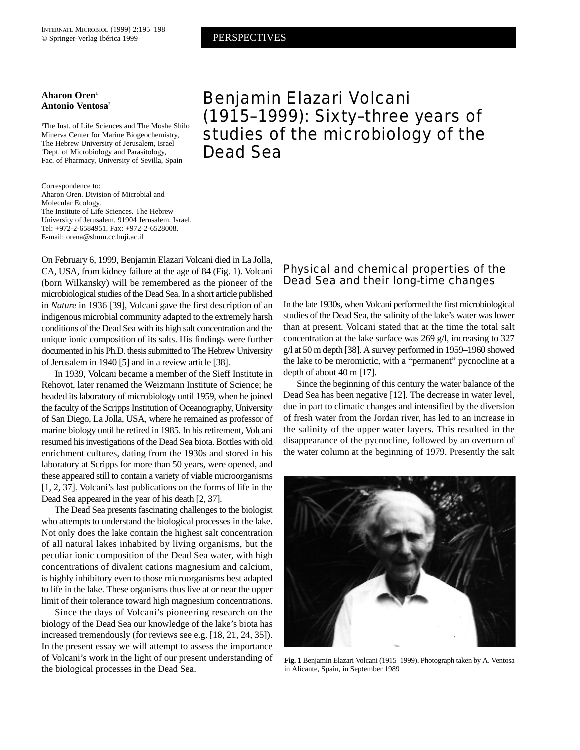# Benjamin Elazari Volcani (1915–1999): Sixty–three years of studies of the microbiology of the Dead Sea

**Aharon Oren**[1]
**Antonio Ventosa**[2]

[1]The Inst. of Life Sciences and The Moshe Shilo Minerva Center for Marine Biogeochemistry, The Hebrew University of Jerusalem, Israel
[2]Dept. of Microbiology and Parasitology, Fac. of Pharmacy, University of Sevilla, Spain

Correspondence to:
Aharon Oren. Division of Microbial and Molecular Ecology.
The Institute of Life Sciences. The Hebrew University of Jerusalem. 91904 Jerusalem. Israel.
Tel: +972-2-6584951. Fax: +972-2-6528008.
E-mail: orena@shum.cc.huji.ac.il

On February 6, 1999, Benjamin Elazari Volcani died in La Jolla, CA, USA, from kidney failure at the age of 84 (Fig. 1). Volcani (born Wilkansky) will be remembered as the pioneer of the microbiological studies of the Dead Sea. In a short article published in *Nature* in 1936 [39], Volcani gave the first description of an indigenous microbial community adapted to the extremely harsh conditions of the Dead Sea with its high salt concentration and the unique ionic composition of its salts. His findings were further documented in his Ph.D. thesis submitted to The Hebrew University of Jerusalem in 1940 [5] and in a review article [38].

In 1939, Volcani became a member of the Sieff Institute in Rehovot, later renamed the Weizmann Institute of Science; he headed its laboratory of microbiology until 1959, when he joined the faculty of the Scripps Institution of Oceanography, University of San Diego, La Jolla, USA, where he remained as professor of marine biology until he retired in 1985. In his retirement, Volcani resumed his investigations of the Dead Sea biota. Bottles with old enrichment cultures, dating from the 1930s and stored in his laboratory at Scripps for more than 50 years, were opened, and these appeared still to contain a variety of viable microorganisms [1, 2, 37]. Volcani's last publications on the forms of life in the Dead Sea appeared in the year of his death [2, 37].

The Dead Sea presents fascinating challenges to the biologist who attempts to understand the biological processes in the lake. Not only does the lake contain the highest salt concentration of all natural lakes inhabited by living organisms, but the peculiar ionic composition of the Dead Sea water, with high concentrations of divalent cations magnesium and calcium, is highly inhibitory even to those microorganisms best adapted to life in the lake. These organisms thus live at or near the upper limit of their tolerance toward high magnesium concentrations.

Since the days of Volcani's pioneering research on the biology of the Dead Sea our knowledge of the lake's biota has increased tremendously (for reviews see e.g. [18, 21, 24, 35]). In the present essay we will attempt to assess the importance of Volcani's work in the light of our present understanding of the biological processes in the Dead Sea.

## Physical and chemical properties of the Dead Sea and their long-time changes

In the late 1930s, when Volcani performed the first microbiological studies of the Dead Sea, the salinity of the lake's water was lower than at present. Volcani stated that at the time the total salt concentration at the lake surface was 269 g/l, increasing to 327 g/l at 50 m depth [38]. A survey performed in 1959–1960 showed the lake to be meromictic, with a "permanent" pycnocline at a depth of about 40 m [17].

Since the beginning of this century the water balance of the Dead Sea has been negative [12]. The decrease in water level, due in part to climatic changes and intensified by the diversion of fresh water from the Jordan river, has led to an increase in the salinity of the upper water layers. This resulted in the disappearance of the pycnocline, followed by an overturn of the water column at the beginning of 1979. Presently the salt

**Fig. 1** Benjamin Elazari Volcani (1915–1999). Photograph taken by A. Ventosa in Alicante, Spain, in September 1989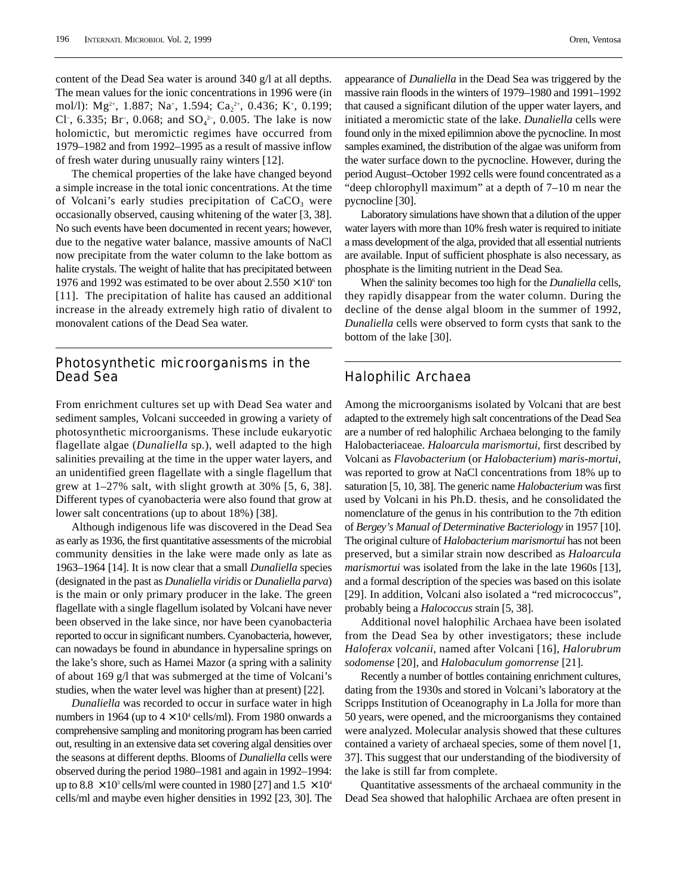content of the Dead Sea water is around 340 g/l at all depths. The mean values for the ionic concentrations in 1996 were (in mol/l): $Mg^{2+}$, 1.887; $Na^{+}$, 1.594; $Ca_2^{2+}$, 0.436; $K^{+}$, 0.199; $Cl^{-}$, 6.335; $Br^{-}$, 0.068; and $SO_4^{2-}$, 0.005. The lake is now holomictic, but meromictic regimes have occurred from 1979–1982 and from 1992–1995 as a result of massive inflow of fresh water during unusually rainy winters [12].

The chemical properties of the lake have changed beyond a simple increase in the total ionic concentrations. At the time of Volcani's early studies precipitation of $CaCO_3$ were occasionally observed, causing whitening of the water [3, 38]. No such events have been documented in recent years; however, due to the negative water balance, massive amounts of NaCl now precipitate from the water column to the lake bottom as halite crystals. The weight of halite that has precipitated between 1976 and 1992 was estimated to be over about $2.550 \times 10^6$ ton [11]. The precipitation of halite has caused an additional increase in the already extremely high ratio of divalent to monovalent cations of the Dead Sea water.

## Photosynthetic microorganisms in the Dead Sea

From enrichment cultures set up with Dead Sea water and sediment samples, Volcani succeeded in growing a variety of photosynthetic microorganisms. These include eukaryotic flagellate algae (*Dunaliella* sp.), well adapted to the high salinities prevailing at the time in the upper water layers, and an unidentified green flagellate with a single flagellum that grew at 1–27% salt, with slight growth at 30% [5, 6, 38]. Different types of cyanobacteria were also found that grow at lower salt concentrations (up to about 18%) [38].

Although indigenous life was discovered in the Dead Sea as early as 1936, the first quantitative assessments of the microbial community densities in the lake were made only as late as 1963–1964 [14]. It is now clear that a small *Dunaliella* species (designated in the past as *Dunaliella viridis* or *Dunaliella parva*) is the main or only primary producer in the lake. The green flagellate with a single flagellum isolated by Volcani have never been observed in the lake since, nor have been cyanobacteria reported to occur in significant numbers. Cyanobacteria, however, can nowadays be found in abundance in hypersaline springs on the lake's shore, such as Hamei Mazor (a spring with a salinity of about 169 g/l that was submerged at the time of Volcani's studies, when the water level was higher than at present) [22].

*Dunaliella* was recorded to occur in surface water in high numbers in 1964 (up to $4 \times 10^4$ cells/ml). From 1980 onwards a comprehensive sampling and monitoring program has been carried out, resulting in an extensive data set covering algal densities over the seasons at different depths. Blooms of *Dunaliella* cells were observed during the period 1980–1981 and again in 1992–1994: up to $8.8 \times 10^3$ cells/ml were counted in 1980 [27] and $1.5 \times 10^4$ cells/ml and maybe even higher densities in 1992 [23, 30]. The appearance of *Dunaliella* in the Dead Sea was triggered by the massive rain floods in the winters of 1979–1980 and 1991–1992 that caused a significant dilution of the upper water layers, and initiated a meromictic state of the lake. *Dunaliella* cells were found only in the mixed epilimnion above the pycnocline. In most samples examined, the distribution of the algae was uniform from the water surface down to the pycnocline. However, during the period August–October 1992 cells were found concentrated as a "deep chlorophyll maximum" at a depth of 7–10 m near the pycnocline [30].

Laboratory simulations have shown that a dilution of the upper water layers with more than 10% fresh water is required to initiate a mass development of the alga, provided that all essential nutrients are available. Input of sufficient phosphate is also necessary, as phosphate is the limiting nutrient in the Dead Sea.

When the salinity becomes too high for the *Dunaliella* cells, they rapidly disappear from the water column. During the decline of the dense algal bloom in the summer of 1992, *Dunaliella* cells were observed to form cysts that sank to the bottom of the lake [30].

## Halophilic Archaea

Among the microorganisms isolated by Volcani that are best adapted to the extremely high salt concentrations of the Dead Sea are a number of red halophilic Archaea belonging to the family Halobacteriaceae. *Haloarcula marismortui*, first described by Volcani as *Flavobacterium* (or *Halobacterium*) *maris-mortui*, was reported to grow at NaCl concentrations from 18% up to saturation [5, 10, 38]. The generic name *Halobacterium* was first used by Volcani in his Ph.D. thesis, and he consolidated the nomenclature of the genus in his contribution to the 7th edition of *Bergey's Manual of Determinative Bacteriology* in 1957 [10]. The original culture of *Halobacterium marismortui* has not been preserved, but a similar strain now described as *Haloarcula marismortui* was isolated from the lake in the late 1960s [13], and a formal description of the species was based on this isolate [29]. In addition, Volcani also isolated a "red micrococcus", probably being a *Halococcus* strain [5, 38].

Additional novel halophilic Archaea have been isolated from the Dead Sea by other investigators; these include *Haloferax volcanii*, named after Volcani [16], *Halorubrum sodomense* [20], and *Halobaculum gomorrense* [21].

Recently a number of bottles containing enrichment cultures, dating from the 1930s and stored in Volcani's laboratory at the Scripps Institution of Oceanography in La Jolla for more than 50 years, were opened, and the microorganisms they contained were analyzed. Molecular analysis showed that these cultures contained a variety of archaeal species, some of them novel [1, 37]. This suggest that our understanding of the biodiversity of the lake is still far from complete.

Quantitative assessments of the archaeal community in the Dead Sea showed that halophilic Archaea are often present in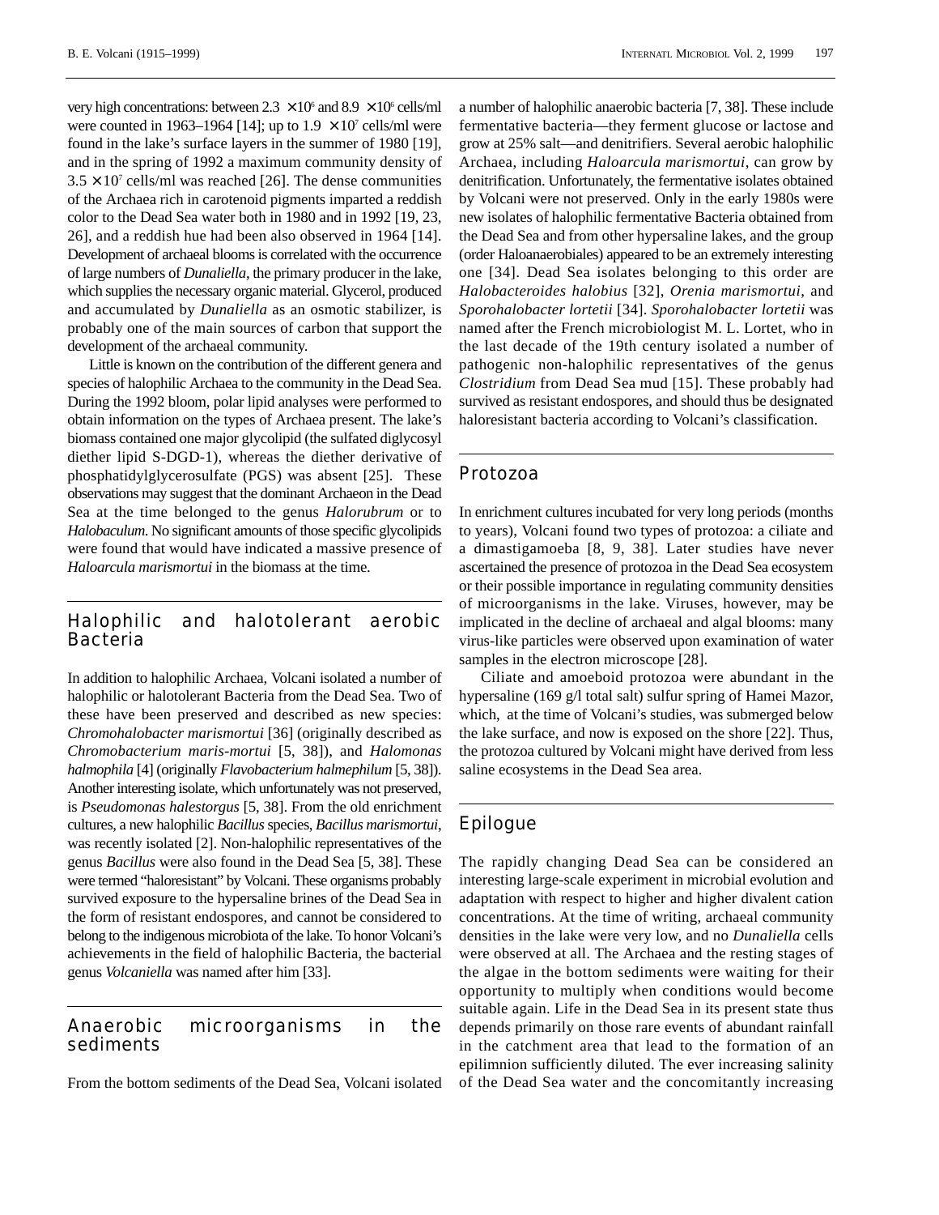very high concentrations: between $2.3 \times 10^6$ and $8.9 \times 10^6$ cells/ml were counted in 1963–1964 [14]; up to $1.9 \times 10^7$ cells/ml were found in the lake's surface layers in the summer of 1980 [19], and in the spring of 1992 a maximum community density of $3.5 \times 10^7$ cells/ml was reached [26]. The dense communities of the Archaea rich in carotenoid pigments imparted a reddish color to the Dead Sea water both in 1980 and in 1992 [19, 23, 26], and a reddish hue had been also observed in 1964 [14]. Development of archaeal blooms is correlated with the occurrence of large numbers of *Dunaliella*, the primary producer in the lake, which supplies the necessary organic material. Glycerol, produced and accumulated by *Dunaliella* as an osmotic stabilizer, is probably one of the main sources of carbon that support the development of the archaeal community.

Little is known on the contribution of the different genera and species of halophilic Archaea to the community in the Dead Sea. During the 1992 bloom, polar lipid analyses were performed to obtain information on the types of Archaea present. The lake's biomass contained one major glycolipid (the sulfated diglycosyl diether lipid S-DGD-1), whereas the diether derivative of phosphatidylglycerosulfate (PGS) was absent [25]. These observations may suggest that the dominant Archaeon in the Dead Sea at the time belonged to the genus *Halorubrum* or to *Halobaculum*. No significant amounts of those specific glycolipids were found that would have indicated a massive presence of *Haloarcula marismortui* in the biomass at the time.

## Halophilic and halotolerant aerobic Bacteria

In addition to halophilic Archaea, Volcani isolated a number of halophilic or halotolerant Bacteria from the Dead Sea. Two of these have been preserved and described as new species: *Chromohalobacter marismortui* [36] (originally described as *Chromobacterium maris-mortui* [5, 38]), and *Halomonas halmophila* [4] (originally *Flavobacterium halmephilum* [5, 38]). Another interesting isolate, which unfortunately was not preserved, is *Pseudomonas halestorgus* [5, 38]. From the old enrichment cultures, a new halophilic *Bacillus* species, *Bacillus marismortui*, was recently isolated [2]. Non-halophilic representatives of the genus *Bacillus* were also found in the Dead Sea [5, 38]. These were termed "haloresistant" by Volcani. These organisms probably survived exposure to the hypersaline brines of the Dead Sea in the form of resistant endospores, and cannot be considered to belong to the indigenous microbiota of the lake. To honor Volcani's achievements in the field of halophilic Bacteria, the bacterial genus *Volcaniella* was named after him [33].

## Anaerobic microorganisms in the sediments

From the bottom sediments of the Dead Sea, Volcani isolated a number of halophilic anaerobic bacteria [7, 38]. These include fermentative bacteria—they ferment glucose or lactose and grow at 25% salt—and denitrifiers. Several aerobic halophilic Archaea, including *Haloarcula marismortui*, can grow by denitrification. Unfortunately, the fermentative isolates obtained by Volcani were not preserved. Only in the early 1980s were new isolates of halophilic fermentative Bacteria obtained from the Dead Sea and from other hypersaline lakes, and the group (order Haloanaerobiales) appeared to be an extremely interesting one [34]. Dead Sea isolates belonging to this order are *Halobacteroides halobius* [32], *Orenia marismortui*, and *Sporohalobacter lortetii* [34]. *Sporohalobacter lortetii* was named after the French microbiologist M. L. Lortet, who in the last decade of the 19th century isolated a number of pathogenic non-halophilic representatives of the genus *Clostridium* from Dead Sea mud [15]. These probably had survived as resistant endospores, and should thus be designated haloresistant bacteria according to Volcani's classification.

## Protozoa

In enrichment cultures incubated for very long periods (months to years), Volcani found two types of protozoa: a ciliate and a dimastigamoeba [8, 9, 38]. Later studies have never ascertained the presence of protozoa in the Dead Sea ecosystem or their possible importance in regulating community densities of microorganisms in the lake. Viruses, however, may be implicated in the decline of archaeal and algal blooms: many virus-like particles were observed upon examination of water samples in the electron microscope [28].

Ciliate and amoeboid protozoa were abundant in the hypersaline (169 g/l total salt) sulfur spring of Hamei Mazor, which, at the time of Volcani's studies, was submerged below the lake surface, and now is exposed on the shore [22]. Thus, the protozoa cultured by Volcani might have derived from less saline ecosystems in the Dead Sea area.

## Epilogue

The rapidly changing Dead Sea can be considered an interesting large-scale experiment in microbial evolution and adaptation with respect to higher and higher divalent cation concentrations. At the time of writing, archaeal community densities in the lake were very low, and no *Dunaliella* cells were observed at all. The Archaea and the resting stages of the algae in the bottom sediments were waiting for their opportunity to multiply when conditions would become suitable again. Life in the Dead Sea in its present state thus depends primarily on those rare events of abundant rainfall in the catchment area that lead to the formation of an epilimnion sufficiently diluted. The ever increasing salinity of the Dead Sea water and the concomitantly increasing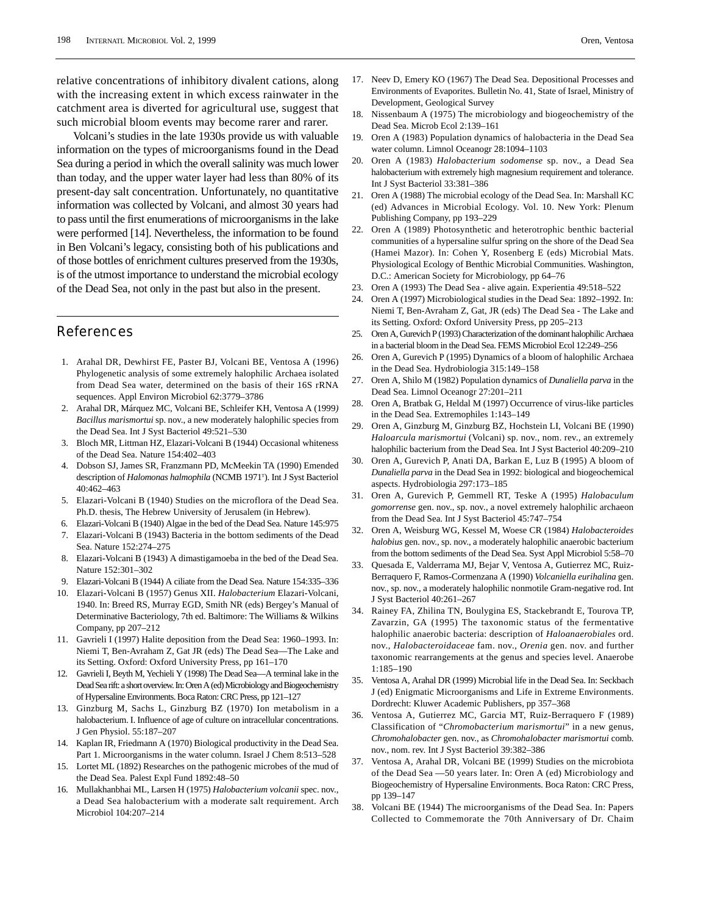relative concentrations of inhibitory divalent cations, along with the increasing extent in which excess rainwater in the catchment area is diverted for agricultural use, suggest that such microbial bloom events may become rarer and rarer.

Volcani's studies in the late 1930s provide us with valuable information on the types of microorganisms found in the Dead Sea during a period in which the overall salinity was much lower than today, and the upper water layer had less than 80% of its present-day salt concentration. Unfortunately, no quantitative information was collected by Volcani, and almost 30 years had to pass until the first enumerations of microorganisms in the lake were performed [14]. Nevertheless, the information to be found in Ben Volcani's legacy, consisting both of his publications and of those bottles of enrichment cultures preserved from the 1930s, is of the utmost importance to understand the microbial ecology of the Dead Sea, not only in the past but also in the present.

## References

1. Arahal DR, Dewhirst FE, Paster BJ, Volcani BE, Ventosa A (1996) Phylogenetic analysis of some extremely halophilic Archaea isolated from Dead Sea water, determined on the basis of their 16S rRNA sequences. Appl Environ Microbiol 62:3779–3786
2. Arahal DR, Márquez MC, Volcani BE, Schleifer KH, Ventosa A (1999) *Bacillus marismortui* sp. nov., a new moderately halophilic species from the Dead Sea. Int J Syst Bacteriol 49:521–530
3. Bloch MR, Littman HZ, Elazari-Volcani B (1944) Occasional whiteness of the Dead Sea. Nature 154:402–403
4. Dobson SJ, James SR, Franzmann PD, McMeekin TA (1990) Emended description of *Halomonas halmophila* (NCMB 1971[T]). Int J Syst Bacteriol 40:462–463
5. Elazari-Volcani B (1940) Studies on the microflora of the Dead Sea. Ph.D. thesis, The Hebrew University of Jerusalem (in Hebrew).
6. Elazari-Volcani B (1940) Algae in the bed of the Dead Sea. Nature 145:975
7. Elazari-Volcani B (1943) Bacteria in the bottom sediments of the Dead Sea. Nature 152:274–275
8. Elazari-Volcani B (1943) A dimastigamoeba in the bed of the Dead Sea. Nature 152:301–302
9. Elazari-Volcani B (1944) A ciliate from the Dead Sea. Nature 154:335–336
10. Elazari-Volcani B (1957) Genus XII. *Halobacterium* Elazari-Volcani, 1940. In: Breed RS, Murray EGD, Smith NR (eds) Bergey's Manual of Determinative Bacteriology, 7th ed. Baltimore: The Williams & Wilkins Company, pp 207–212
11. Gavrieli I (1997) Halite deposition from the Dead Sea: 1960–1993. In: Niemi T, Ben-Avraham Z, Gat JR (eds) The Dead Sea—The Lake and its Setting. Oxford: Oxford University Press, pp 161–170
12. Gavrieli I, Beyth M, Yechieli Y (1998) The Dead Sea—A terminal lake in the Dead Sea rift: a short overview. In: Oren A (ed) Microbiology and Biogeochemistry of Hypersaline Environments. Boca Raton: CRC Press, pp 121–127
13. Ginzburg M, Sachs L, Ginzburg BZ (1970) Ion metabolism in a halobacterium. I. Influence of age of culture on intracellular concentrations. J Gen Physiol. 55:187–207
14. Kaplan IR, Friedmann A (1970) Biological productivity in the Dead Sea. Part 1. Microorganisms in the water column. Israel J Chem 8:513–528
15. Lortet ML (1892) Researches on the pathogenic microbes of the mud of the Dead Sea. Palest Expl Fund 1892:48–50
16. Mullakhanbhai ML, Larsen H (1975) *Halobacterium volcanii* spec. nov., a Dead Sea halobacterium with a moderate salt requirement. Arch Microbiol 104:207–214
17. Neev D, Emery KO (1967) The Dead Sea. Depositional Processes and Environments of Evaporites. Bulletin No. 41, State of Israel, Ministry of Development, Geological Survey
18. Nissenbaum A (1975) The microbiology and biogeochemistry of the Dead Sea. Microb Ecol 2:139–161
19. Oren A (1983) Population dynamics of halobacteria in the Dead Sea water column. Limnol Oceanogr 28:1094–1103
20. Oren A (1983) *Halobacterium sodomense* sp. nov., a Dead Sea halobacterium with extremely high magnesium requirement and tolerance. Int J Syst Bacteriol 33:381–386
21. Oren A (1988) The microbial ecology of the Dead Sea. In: Marshall KC (ed) Advances in Microbial Ecology. Vol. 10. New York: Plenum Publishing Company, pp 193–229
22. Oren A (1989) Photosynthetic and heterotrophic benthic bacterial communities of a hypersaline sulfur spring on the shore of the Dead Sea (Hamei Mazor). In: Cohen Y, Rosenberg E (eds) Microbial Mats. Physiological Ecology of Benthic Microbial Communities. Washington, D.C.: American Society for Microbiology, pp 64–76
23. Oren A (1993) The Dead Sea - alive again. Experientia 49:518–522
24. Oren A (1997) Microbiological studies in the Dead Sea: 1892–1992. In: Niemi T, Ben-Avraham Z, Gat, JR (eds) The Dead Sea - The Lake and its Setting. Oxford: Oxford University Press, pp 205–213
25. Oren A, Gurevich P (1993) Characterization of the dominant halophilic Archaea in a bacterial bloom in the Dead Sea. FEMS Microbiol Ecol 12:249–256
26. Oren A, Gurevich P (1995) Dynamics of a bloom of halophilic Archaea in the Dead Sea. Hydrobiologia 315:149–158
27. Oren A, Shilo M (1982) Population dynamics of *Dunaliella parva* in the Dead Sea. Limnol Oceanogr 27:201–211
28. Oren A, Bratbak G, Heldal M (1997) Occurrence of virus-like particles in the Dead Sea. Extremophiles 1:143–149
29. Oren A, Ginzburg M, Ginzburg BZ, Hochstein LI, Volcani BE (1990) *Haloarcula marismortui* (Volcani) sp. nov., nom. rev., an extremely halophilic bacterium from the Dead Sea. Int J Syst Bacteriol 40:209–210
30. Oren A, Gurevich P, Anati DA, Barkan E, Luz B (1995) A bloom of *Dunaliella parva* in the Dead Sea in 1992: biological and biogeochemical aspects. Hydrobiologia 297:173–185
31. Oren A, Gurevich P, Gemmell RT, Teske A (1995) *Halobaculum gomorrense* gen. nov., sp. nov., a novel extremely halophilic archaeon from the Dead Sea. Int J Syst Bacteriol 45:747–754
32. Oren A, Weisburg WG, Kessel M, Woese CR (1984) *Halobacteroides halobius* gen. nov., sp. nov., a moderately halophilic anaerobic bacterium from the bottom sediments of the Dead Sea. Syst Appl Microbiol 5:58–70
33. Quesada E, Valderrama MJ, Bejar V, Ventosa A, Gutierrez MC, Ruiz-Berraquero F, Ramos-Cormenzana A (1990) *Volcaniella eurihalina* gen. nov., sp. nov., a moderately halophilic nonmotile Gram-negative rod. Int J Syst Bacteriol 40:261–267
34. Rainey FA, Zhilina TN, Boulygina ES, Stackebrandt E, Tourova TP, Zavarzin, GA (1995) The taxonomic status of the fermentative halophilic anaerobic bacteria: description of *Haloanaerobiales* ord. nov., *Halobacteroidaceae* fam. nov., *Orenia* gen. nov. and further taxonomic rearrangements at the genus and species level. Anaerobe 1:185–190
35. Ventosa A, Arahal DR (1999) Microbial life in the Dead Sea. In: Seckbach J (ed) Enigmatic Microorganisms and Life in Extreme Environments. Dordrecht: Kluwer Academic Publishers, pp 357–368
36. Ventosa A, Gutierrez MC, Garcia MT, Ruiz-Berraquero F (1989) Classification of "*Chromobacterium marismortui*" in a new genus, *Chromohalobacter* gen. nov., as *Chromohalobacter marismortui* comb. nov., nom. rev. Int J Syst Bacteriol 39:382–386
37. Ventosa A, Arahal DR, Volcani BE (1999) Studies on the microbiota of the Dead Sea —50 years later. In: Oren A (ed) Microbiology and Biogeochemistry of Hypersaline Environments. Boca Raton: CRC Press, pp 139–147
38. Volcani BE (1944) The microorganisms of the Dead Sea. In: Papers Collected to Commemorate the 70th Anniversary of Dr. Chaim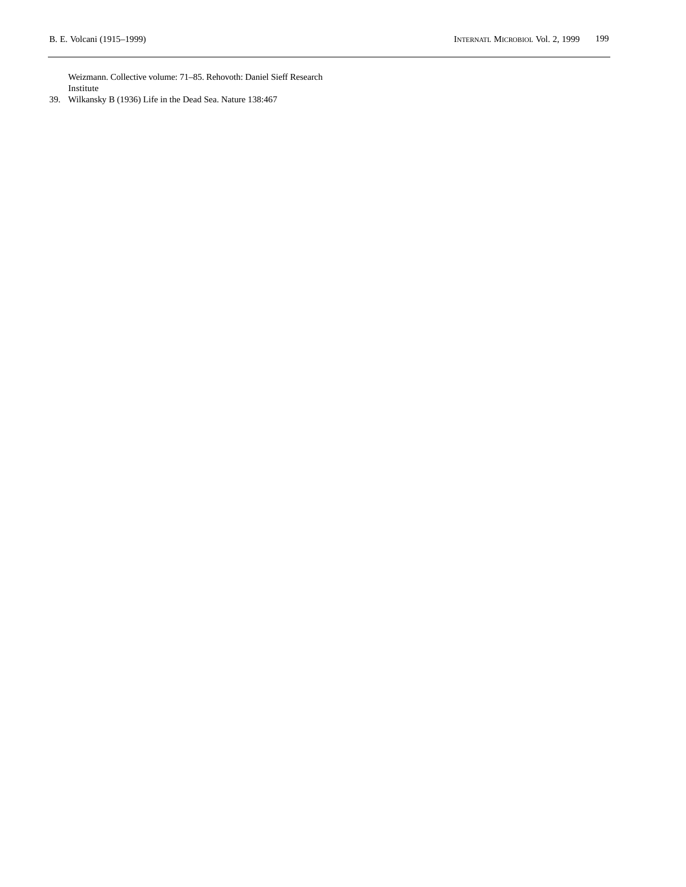Weizmann. Collective volume: 71–85. Rehovoth: Daniel Sieff Research Institute

39. Wilkansky B (1936) Life in the Dead Sea. Nature 138:467